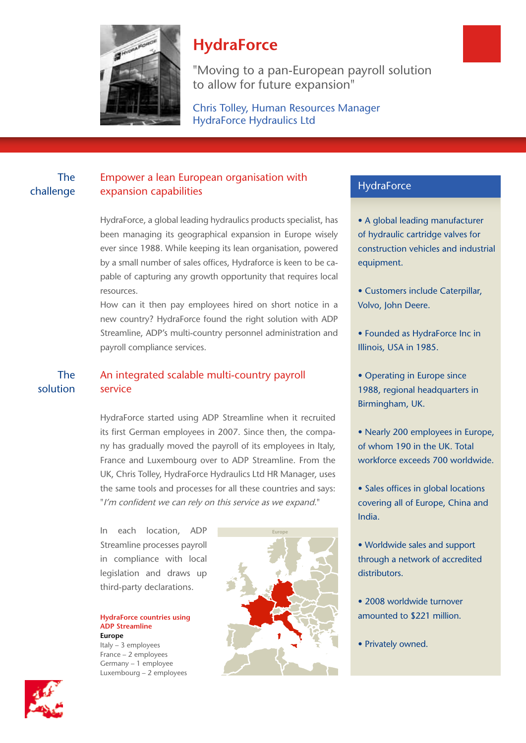# HydraForce

"Moving to a pan-European payroll solution to allow for future expansion"

Chris Tolley, Human Resources Manager
HydraForce Hydraulics Ltd

## The challenge

### Empower a lean European organisation with expansion capabilities

HydraForce, a global leading hydraulics products specialist, has been managing its geographical expansion in Europe wisely ever since 1988. While keeping its lean organisation, powered by a small number of sales offices, Hydraforce is keen to be capable of capturing any growth opportunity that requires local resources.

How can it then pay employees hired on short notice in a new country? HydraForce found the right solution with ADP Streamline, ADP's multi-country personnel administration and payroll compliance services.

## The solution

### An integrated scalable multi-country payroll service

HydraForce started using ADP Streamline when it recruited its first German employees in 2007. Since then, the company has gradually moved the payroll of its employees in Italy, France and Luxembourg over to ADP Streamline. From the UK, Chris Tolley, HydraForce Hydraulics Ltd HR Manager, uses the same tools and processes for all these countries and says: "*I'm confident we can rely on this service as we expand.*"

In each location, ADP Streamline processes payroll in compliance with local legislation and draws up third-party declarations.

**HydraForce countries using ADP Streamline**

**Europe**

Italy – 3 employees
France – 2 employees
Germany – 1 employee
Luxembourg – 2 employees

Europe

## HydraForce

- A global leading manufacturer of hydraulic cartridge valves for construction vehicles and industrial equipment.
- Customers include Caterpillar, Volvo, John Deere.
- Founded as HydraForce Inc in Illinois, USA in 1985.
- Operating in Europe since 1988, regional headquarters in Birmingham, UK.
- Nearly 200 employees in Europe, of whom 190 in the UK. Total workforce exceeds 700 worldwide.
- Sales offices in global locations covering all of Europe, China and India.
- Worldwide sales and support through a network of accredited distributors.
- 2008 worldwide turnover amounted to $221 million.
- Privately owned.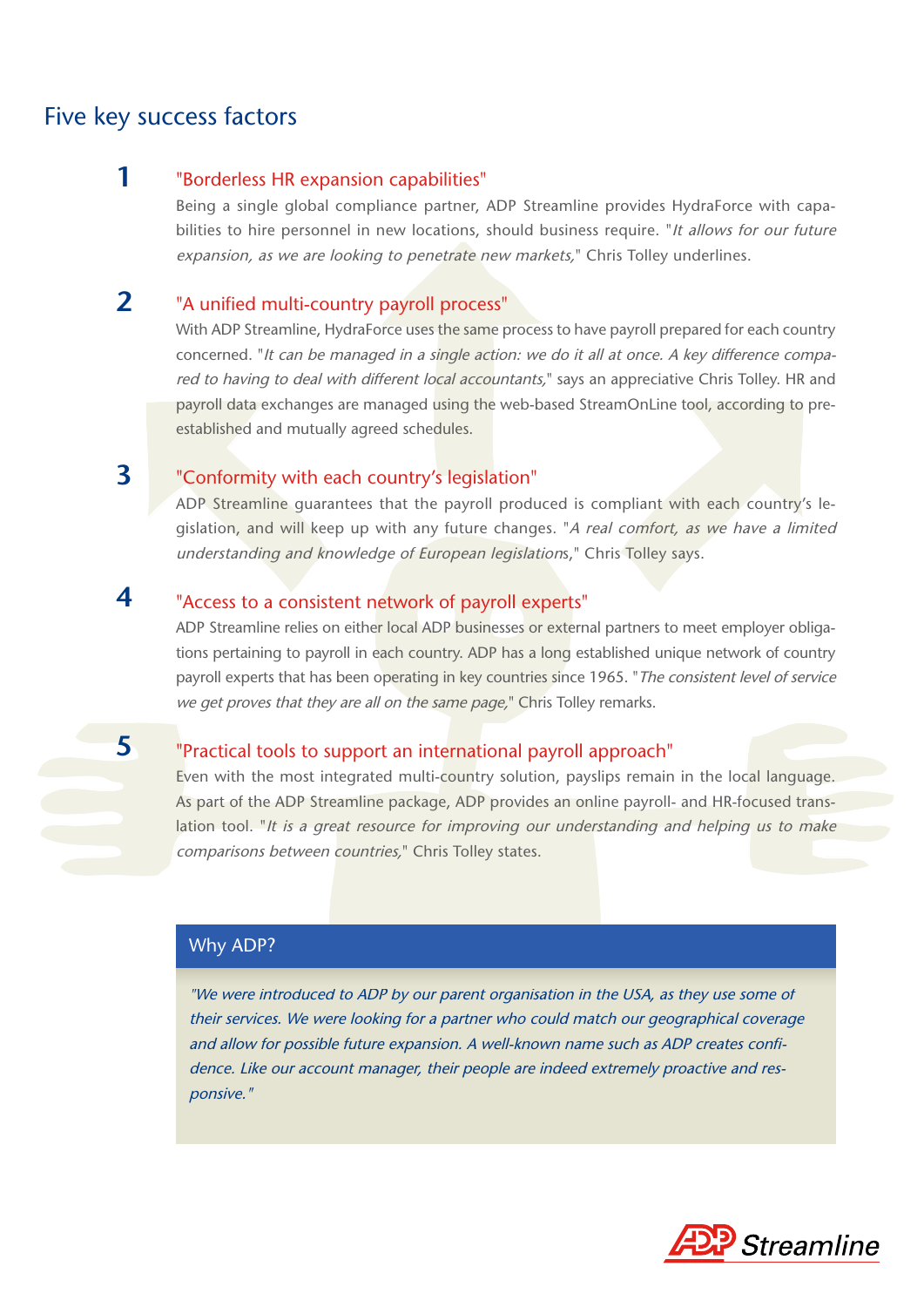## Five key success factors

### 1 "Borderless HR expansion capabilities"

Being a single global compliance partner, ADP Streamline provides HydraForce with capabilities to hire personnel in new locations, should business require. "*It allows for our future expansion, as we are looking to penetrate new markets,*" Chris Tolley underlines.

### 2 "A unified multi-country payroll process"

With ADP Streamline, HydraForce uses the same process to have payroll prepared for each country concerned. "*It can be managed in a single action: we do it all at once. A key difference compared to having to deal with different local accountants,*" says an appreciative Chris Tolley. HR and payroll data exchanges are managed using the web-based StreamOnLine tool, according to pre-established and mutually agreed schedules.

### 3 "Conformity with each country's legislation"

ADP Streamline guarantees that the payroll produced is compliant with each country's legislation, and will keep up with any future changes. "*A real comfort, as we have a limited understanding and knowledge of European legislations,*" Chris Tolley says.

### 4 "Access to a consistent network of payroll experts"

ADP Streamline relies on either local ADP businesses or external partners to meet employer obligations pertaining to payroll in each country. ADP has a long established unique network of country payroll experts that has been operating in key countries since 1965. "*The consistent level of service we get proves that they are all on the same page,*" Chris Tolley remarks.

### 5 "Practical tools to support an international payroll approach"

Even with the most integrated multi-country solution, payslips remain in the local language. As part of the ADP Streamline package, ADP provides an online payroll- and HR-focused translation tool. "*It is a great resource for improving our understanding and helping us to make comparisons between countries,*" Chris Tolley states.

### Why ADP?

*"We were introduced to ADP by our parent organisation in the USA, as they use some of their services. We were looking for a partner who could match our geographical coverage and allow for possible future expansion. A well-known name such as ADP creates confidence. Like our account manager, their people are indeed extremely proactive and responsive."*

ADP Streamline